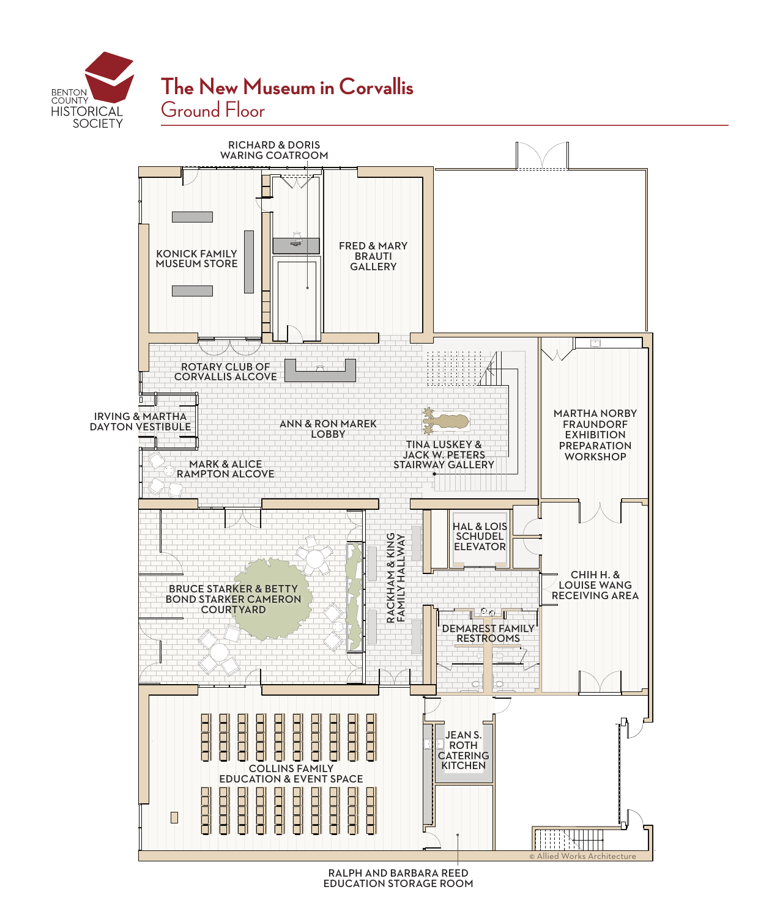BENTON COUNTY HISTORICAL SOCIETY

# The New Museum in Corvallis

## Ground Floor

RICHARD & DORIS WARING COATROOM

KONICK FAMILY MUSEUM STORE

FRED & MARY BRAUTI GALLERY

ROTARY CLUB OF CORVALLIS ALCOVE

IRVING & MARTHA DAYTON VESTIBULE

ANN & RON MAREK LOBBY

MARK & ALICE RAMPTON ALCOVE

TINA LUSKEY & JACK W. PETERS STAIRWAY GALLERY

MARTHA NORBY FRAUNDORF EXHIBITION PREPARATION WORKSHOP

HAL & LOIS SCHUDEL ELEVATOR

BRUCE STARKER & BETTY BOND STARKER CAMERON COURTYARD

RACKHAM & KING FAMILY HALLWAY

CHIH H. & LOUISE WANG RECEIVING AREA

DEMAREST FAMILY RESTROOMS

JEAN S. ROTH CATERING KITCHEN

COLLINS FAMILY EDUCATION & EVENT SPACE

RALPH AND BARBARA REED EDUCATION STORAGE ROOM

© Allied Works Architecture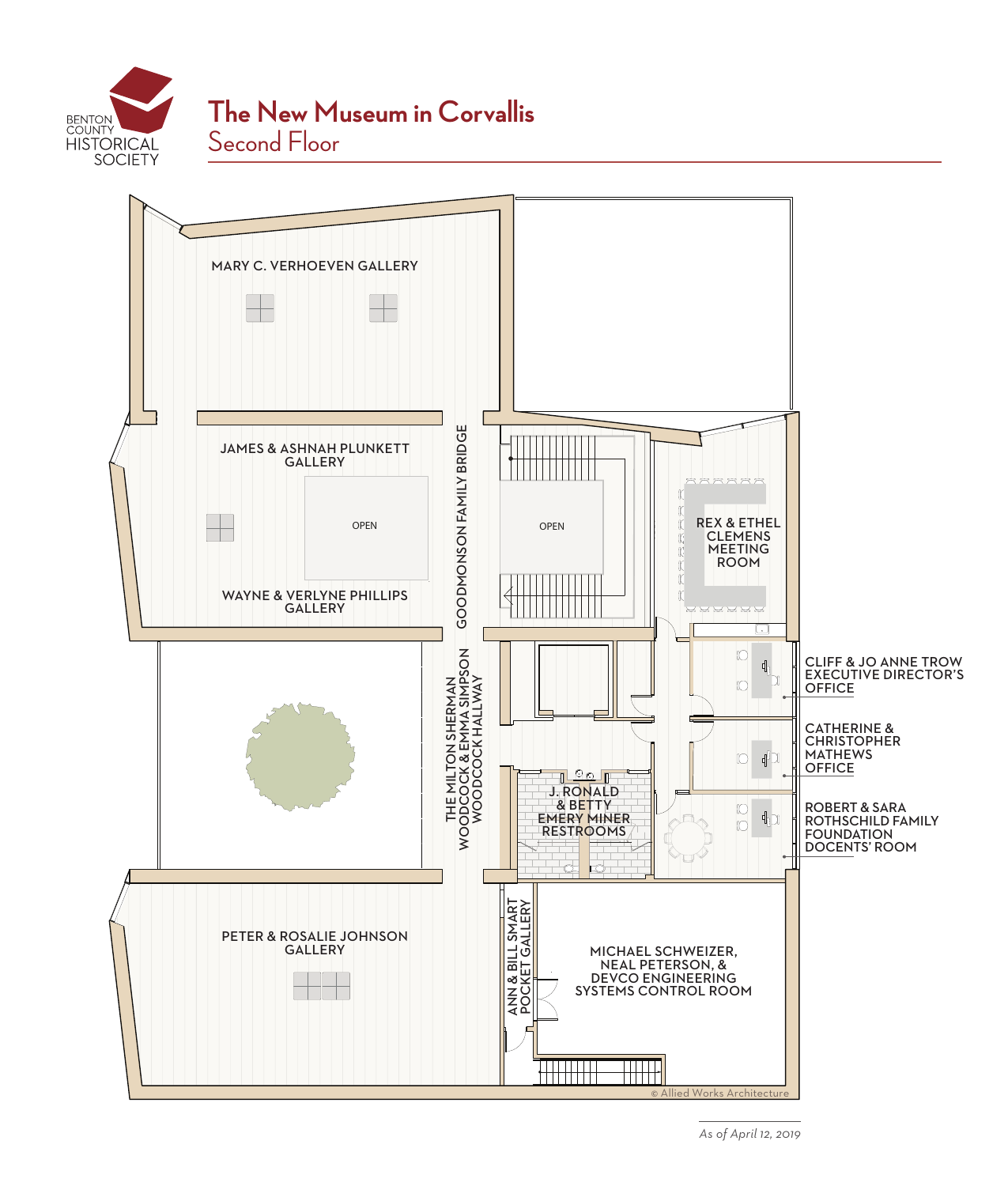BENTON COUNTY HISTORICAL SOCIETY

# The New Museum in Corvallis

## Second Floor

MARY C. VERHOEVEN GALLERY

JAMES & ASHNAH PLUNKETT GALLERY

OPEN

WAYNE & VERLYNE PHILLIPS GALLERY

GOODMONSON FAMILY BRIDGE

OPEN

REX & ETHEL CLEMENS MEETING ROOM

CLIFF & JO ANNE TROW EXECUTIVE DIRECTOR'S OFFICE

CATHERINE & CHRISTOPHER MATHEWS OFFICE

ROBERT & SARA ROTHSCHILD FAMILY FOUNDATION DOCENTS' ROOM

THE MILTON SHERMAN WOODCOCK & EMMA SIMPSON WOODCOCK HALLWAY

J. RONALD & BETTY EMERY MINER RESTROOMS

PETER & ROSALIE JOHNSON GALLERY

ANN & BILL SMART POCKET GALLERY

MICHAEL SCHWEIZER, NEAL PETERSON, & DEVCO ENGINEERING SYSTEMS CONTROL ROOM

© Allied Works Architecture

*As of April 12, 2019*